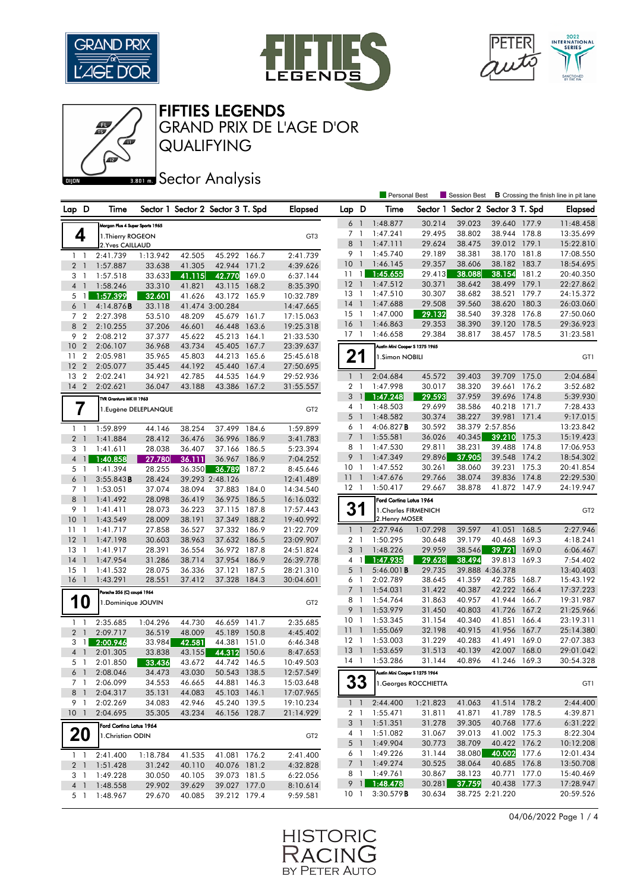# FIFTIES LEGENDS

## GRAND PRIX DE L'AGE D'OR

## QUALIFYING

### Sector Analysis

Dijon 3.801 m.

Personal Best | Session Best | **B** Crossing the finish line in pit lane

**4** — Morgan Plus 4 Super Sports 1965 — GT3
1.Thierry ROGEON
2.Yves CAILLAUD

| Lap | D | Time | Sector 1 | Sector 2 | Sector 3 | T. Spd | Elapsed |
|---|---|---|---|---|---|---|---|
| 1 | 1 | 2:41.739 | 1:13.942 | 42.505 | 45.292 | 166.7 | 2:41.739 |
| 2 | 1 | 1:57.887 | 33.638 | 41.305 | 42.944 | 171.2 | 4:39.626 |
| 3 | 1 | 1:57.518 | 33.633 | 41.115 | 42.770 | 169.0 | 6:37.144 |
| 4 | 1 | 1:58.246 | 33.310 | 41.821 | 43.115 | 168.2 | 8:35.390 |
| 5 | 1 | 1:57.399 | 32.601 | 41.626 | 43.172 | 165.9 | 10:32.789 |
| 6 | 1 | 4:14.876 B | 33.118 | 41.474 | 3:00.284 | | 14:47.665 |
| 7 | 2 | 2:27.398 | 53.510 | 48.209 | 45.679 | 161.7 | 17:15.063 |
| 8 | 2 | 2:10.255 | 37.206 | 46.601 | 46.448 | 163.6 | 19:25.318 |
| 9 | 2 | 2:08.212 | 37.377 | 45.622 | 45.213 | 164.1 | 21:33.530 |
| 10 | 2 | 2:06.107 | 36.968 | 43.734 | 45.405 | 167.7 | 23:39.637 |
| 11 | 2 | 2:05.981 | 35.965 | 45.803 | 44.213 | 165.6 | 25:45.618 |
| 12 | 2 | 2:05.077 | 35.445 | 44.192 | 45.440 | 167.4 | 27:50.695 |
| 13 | 2 | 2:02.241 | 34.921 | 42.785 | 44.535 | 164.9 | 29:52.936 |
| 14 | 2 | 2:02.621 | 36.047 | 43.188 | 43.386 | 167.2 | 31:55.557 |

**7** — TVR Granturo MK III 1963 — GT2
1.Eugène DELEPLANQUE

| Lap | D | Time | Sector 1 | Sector 2 | Sector 3 | T. Spd | Elapsed |
|---|---|---|---|---|---|---|---|
| 1 | 1 | 1:59.899 | 44.146 | 38.254 | 37.499 | 184.6 | 1:59.899 |
| 2 | 1 | 1:41.884 | 28.412 | 36.476 | 36.996 | 186.9 | 3:41.783 |
| 3 | 1 | 1:41.611 | 28.038 | 36.407 | 37.166 | 186.5 | 5:23.394 |
| 4 | 1 | 1:40.858 | 27.780 | 36.111 | 36.967 | 186.9 | 7:04.252 |
| 5 | 1 | 1:41.394 | 28.255 | 36.350 | 36.789 | 187.2 | 8:45.646 |
| 6 | 1 | 3:55.843 B | 28.424 | 39.293 | 2:48.126 | | 12:41.489 |
| 7 | 1 | 1:53.051 | 37.074 | 38.094 | 37.883 | 184.0 | 14:34.540 |
| 8 | 1 | 1:41.492 | 28.098 | 36.419 | 36.975 | 186.5 | 16:16.032 |
| 9 | 1 | 1:41.411 | 28.073 | 36.223 | 37.115 | 187.8 | 17:57.443 |
| 10 | 1 | 1:43.549 | 28.009 | 38.191 | 37.349 | 188.2 | 19:40.992 |
| 11 | 1 | 1:41.717 | 27.858 | 36.527 | 37.332 | 186.9 | 21:22.709 |
| 12 | 1 | 1:47.198 | 30.603 | 38.963 | 37.632 | 186.5 | 23:09.907 |
| 13 | 1 | 1:41.917 | 28.391 | 36.554 | 36.972 | 187.8 | 24:51.824 |
| 14 | 1 | 1:47.954 | 31.286 | 38.714 | 37.954 | 186.9 | 26:39.778 |
| 15 | 1 | 1:41.532 | 28.075 | 36.336 | 37.121 | 187.5 | 28:21.310 |
| 16 | 1 | 1:43.291 | 28.551 | 37.412 | 37.328 | 184.3 | 30:04.601 |

**10** — Porsche 356 (C) coupé 1964 — GT2
1.Dominique JOUVIN

| Lap | D | Time | Sector 1 | Sector 2 | Sector 3 | T. Spd | Elapsed |
|---|---|---|---|---|---|---|---|
| 1 | 1 | 2:35.685 | 1:04.296 | 44.730 | 46.659 | 141.7 | 2:35.685 |
| 2 | 1 | 2:09.717 | 36.519 | 48.009 | 45.189 | 150.8 | 4:45.402 |
| 3 | 1 | 2:00.946 | 33.984 | 42.581 | 44.381 | 151.0 | 6:46.348 |
| 4 | 1 | 2:01.305 | 33.838 | 43.155 | 44.312 | 150.6 | 8:47.653 |
| 5 | 1 | 2:01.850 | 33.436 | 43.672 | 44.742 | 146.5 | 10:49.503 |
| 6 | 1 | 2:08.046 | 34.473 | 43.030 | 50.543 | 138.5 | 12:57.549 |
| 7 | 1 | 2:06.099 | 34.553 | 46.665 | 44.881 | 146.3 | 15:03.648 |
| 8 | 1 | 2:04.317 | 35.131 | 44.083 | 45.103 | 146.1 | 17:07.965 |
| 9 | 1 | 2:02.269 | 34.083 | 42.946 | 45.240 | 139.5 | 19:10.234 |
| 10 | 1 | 2:04.695 | 35.305 | 43.234 | 46.156 | 128.7 | 21:14.929 |

**20** — Ford Cortina Lotus 1964 — GT2
1.Christian ODIN

| Lap | D | Time | Sector 1 | Sector 2 | Sector 3 | T. Spd | Elapsed |
|---|---|---|---|---|---|---|---|
| 1 | 1 | 2:41.400 | 1:18.784 | 41.535 | 41.081 | 176.2 | 2:41.400 |
| 2 | 1 | 1:51.428 | 31.242 | 40.110 | 40.076 | 181.2 | 4:32.828 |
| 3 | 1 | 1:49.228 | 30.050 | 40.105 | 39.073 | 181.5 | 6:22.056 |
| 4 | 1 | 1:48.558 | 29.902 | 39.629 | 39.027 | 177.0 | 8:10.614 |
| 5 | 1 | 1:48.967 | 29.670 | 40.085 | 39.212 | 179.4 | 9:59.581 |
| 6 | 1 | 1:48.877 | 30.214 | 39.023 | 39.640 | 177.9 | 11:48.458 |
| 7 | 1 | 1:47.241 | 29.495 | 38.802 | 38.944 | 178.8 | 13:35.699 |
| 8 | 1 | 1:47.111 | 29.624 | 38.475 | 39.012 | 179.1 | 15:22.810 |
| 9 | 1 | 1:45.740 | 29.189 | 38.381 | 38.170 | 181.8 | 17:08.550 |
| 10 | 1 | 1:46.145 | 29.357 | 38.606 | 38.182 | 183.7 | 18:54.695 |
| 11 | 1 | 1:45.655 | 29.413 | 38.088 | 38.154 | 181.2 | 20:40.350 |
| 12 | 1 | 1:47.512 | 30.371 | 38.642 | 38.499 | 179.1 | 22:27.862 |
| 13 | 1 | 1:47.510 | 30.307 | 38.682 | 38.521 | 179.7 | 24:15.372 |
| 14 | 1 | 1:47.688 | 29.508 | 39.560 | 38.620 | 180.3 | 26:03.060 |
| 15 | 1 | 1:47.000 | 29.132 | 38.540 | 39.328 | 176.8 | 27:50.060 |
| 16 | 1 | 1:46.863 | 29.353 | 38.390 | 39.120 | 178.5 | 29:36.923 |
| 17 | 1 | 1:46.658 | 29.384 | 38.817 | 38.457 | 178.5 | 31:23.581 |

**21** — Austin Mini Cooper S 1275 1965 — GT1
1.Simon NOBILI

| Lap | D | Time | Sector 1 | Sector 2 | Sector 3 | T. Spd | Elapsed |
|---|---|---|---|---|---|---|---|
| 1 | 1 | 2:04.684 | 45.572 | 39.403 | 39.709 | 175.0 | 2:04.684 |
| 2 | 1 | 1:47.998 | 30.017 | 38.320 | 39.661 | 176.2 | 3:52.682 |
| 3 | 1 | 1:47.248 | 29.593 | 37.959 | 39.696 | 174.8 | 5:39.930 |
| 4 | 1 | 1:48.503 | 29.699 | 38.586 | 40.218 | 171.7 | 7:28.433 |
| 5 | 1 | 1:48.582 | 30.374 | 38.227 | 39.981 | 171.4 | 9:17.015 |
| 6 | 1 | 4:06.827 B | 30.592 | 38.379 | 2:57.856 | | 13:23.842 |
| 7 | 1 | 1:55.581 | 36.026 | 40.345 | 39.210 | 175.3 | 15:19.423 |
| 8 | 1 | 1:47.530 | 29.811 | 38.231 | 39.488 | 174.8 | 17:06.953 |
| 9 | 1 | 1:47.349 | 29.896 | 37.905 | 39.548 | 174.2 | 18:54.302 |
| 10 | 1 | 1:47.552 | 30.261 | 38.060 | 39.231 | 175.3 | 20:41.854 |
| 11 | 1 | 1:47.676 | 29.766 | 38.074 | 39.836 | 174.8 | 22:29.530 |
| 12 | 1 | 1:50.417 | 29.667 | 38.878 | 41.872 | 147.9 | 24:19.947 |

**31** — Ford Cortina Lotus 1964 — GT2
1.Charles FIRMENICH
2.Henry MOSER

| Lap | D | Time | Sector 1 | Sector 2 | Sector 3 | T. Spd | Elapsed |
|---|---|---|---|---|---|---|---|
| 1 | 1 | 2:27.946 | 1:07.298 | 39.597 | 41.051 | 168.5 | 2:27.946 |
| 2 | 1 | 1:50.295 | 30.648 | 39.179 | 40.468 | 169.3 | 4:18.241 |
| 3 | 1 | 1:48.226 | 29.959 | 38.546 | 39.721 | 169.0 | 6:06.467 |
| 4 | 1 | 1:47.935 | 29.628 | 38.494 | 39.813 | 169.3 | 7:54.402 |
| 5 | 1 | 5:46.001 B | 29.735 | 39.888 | 4:36.378 | | 13:40.403 |
| 6 | 1 | 2:02.789 | 38.645 | 41.359 | 42.785 | 168.7 | 15:43.192 |
| 7 | 1 | 1:54.031 | 31.422 | 40.387 | 42.222 | 166.4 | 17:37.223 |
| 8 | 1 | 1:54.764 | 31.863 | 40.957 | 41.944 | 166.7 | 19:31.987 |
| 9 | 1 | 1:53.979 | 31.450 | 40.803 | 41.726 | 167.2 | 21:25.966 |
| 10 | 1 | 1:53.345 | 31.154 | 40.340 | 41.851 | 166.4 | 23:19.311 |
| 11 | 1 | 1:55.069 | 32.198 | 40.915 | 41.956 | 167.7 | 25:14.380 |
| 12 | 1 | 1:53.003 | 31.229 | 40.283 | 41.491 | 169.0 | 27:07.383 |
| 13 | 1 | 1:53.659 | 31.513 | 40.139 | 42.007 | 168.0 | 29:01.042 |
| 14 | 1 | 1:53.286 | 31.144 | 40.896 | 41.246 | 169.3 | 30:54.328 |

**33** — Austin Mini Cooper S 1275 1964 — GT1
1.Georges ROCCHIETTA

| Lap | D | Time | Sector 1 | Sector 2 | Sector 3 | T. Spd | Elapsed |
|---|---|---|---|---|---|---|---|
| 1 | 1 | 2:44.400 | 1:21.823 | 41.063 | 41.514 | 178.2 | 2:44.400 |
| 2 | 1 | 1:55.471 | 31.811 | 41.871 | 41.789 | 178.5 | 4:39.871 |
| 3 | 1 | 1:51.351 | 31.278 | 39.305 | 40.768 | 177.6 | 6:31.222 |
| 4 | 1 | 1:51.082 | 31.067 | 39.013 | 41.002 | 175.3 | 8:22.304 |
| 5 | 1 | 1:49.904 | 30.773 | 38.709 | 40.422 | 176.2 | 10:12.208 |
| 6 | 1 | 1:49.226 | 31.144 | 38.080 | 40.002 | 177.6 | 12:01.434 |
| 7 | 1 | 1:49.274 | 30.525 | 38.064 | 40.685 | 176.8 | 13:50.708 |
| 8 | 1 | 1:49.761 | 30.867 | 38.123 | 40.771 | 177.0 | 15:40.469 |
| 9 | 1 | 1:48.478 | 30.281 | 37.759 | 40.438 | 177.3 | 17:28.947 |
| 10 | 1 | 3:30.579 B | 30.634 | 38.725 | 2:21.220 | | 20:59.526 |

04/06/2022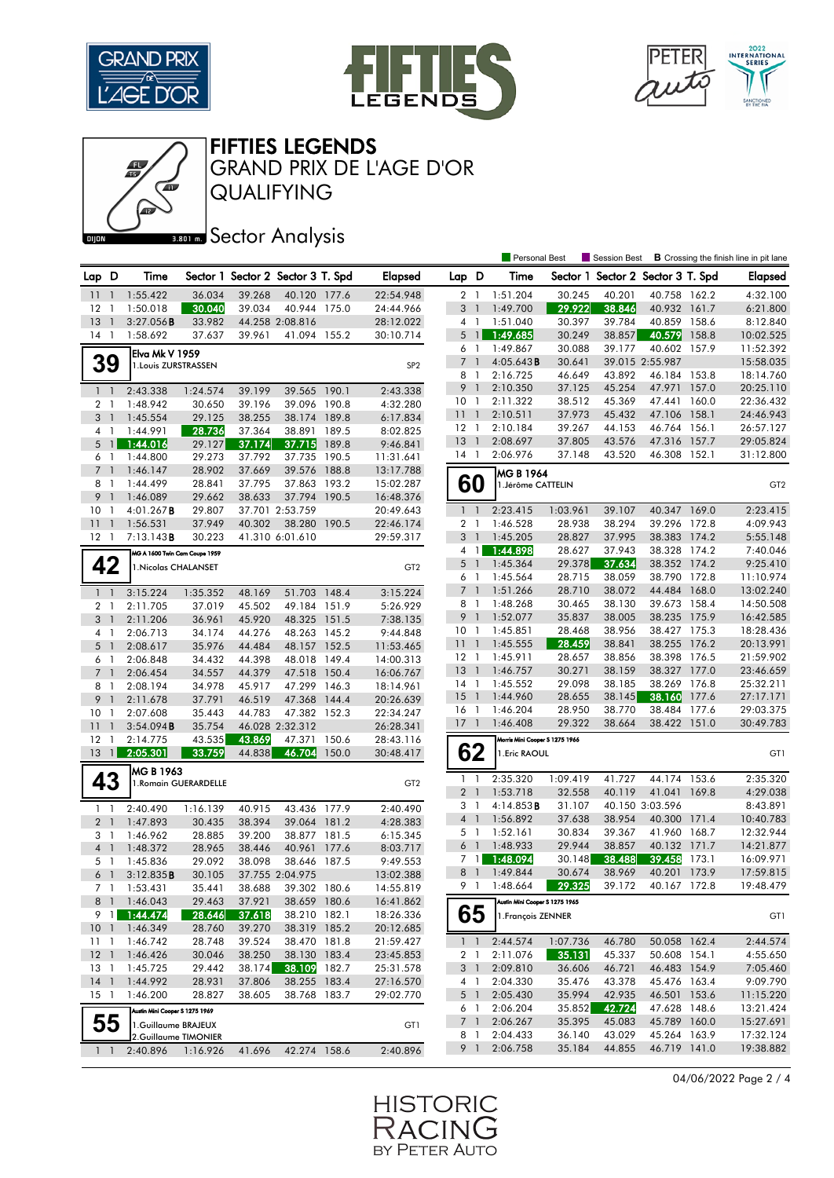# FIFTIES LEGENDS

## GRAND PRIX DE L'AGE D'OR

## QUALIFYING

### Sector Analysis

Personal Best | Session Best | **B** Crossing the finish line in pit lane

| Lap | D | Time | Sector 1 | Sector 2 | Sector 3 | T. Spd | Elapsed |
|---|---|---|---|---|---|---|---|
| 11 | 1 | 1:55.422 | 36.034 | 39.268 | 40.120 | 177.6 | 22:54.948 |
| 12 | 1 | 1:50.018 | 30.040 | 39.034 | 40.944 | 175.0 | 24:44.966 |
| 13 | 1 | 3:27.056**B** | 33.982 | 44.258 | 2:08.816 | | 28:12.022 |
| 14 | 1 | 1:58.692 | 37.637 | 39.961 | 41.094 | 155.2 | 30:10.714 |

**39** — Elva Mk V 1959 — 1.Louis ZURSTRASSEN — SP2

| Lap | D | Time | Sector 1 | Sector 2 | Sector 3 | T. Spd | Elapsed |
|---|---|---|---|---|---|---|---|
| 1 | 1 | 2:43.338 | 1:24.574 | 39.199 | 39.565 | 190.1 | 2:43.338 |
| 2 | 1 | 1:48.942 | 30.650 | 39.196 | 39.096 | 190.8 | 4:32.280 |
| 3 | 1 | 1:45.554 | 29.125 | 38.255 | 38.174 | 189.8 | 6:17.834 |
| 4 | 1 | 1:44.991 | 28.736 | 37.364 | 38.891 | 189.5 | 8:02.825 |
| 5 | 1 | 1:44.016 | 29.127 | 37.174 | 37.715 | 189.8 | 9:46.841 |
| 6 | 1 | 1:44.800 | 29.273 | 37.792 | 37.735 | 190.5 | 11:31.641 |
| 7 | 1 | 1:46.147 | 28.902 | 37.669 | 39.576 | 188.8 | 13:17.788 |
| 8 | 1 | 1:44.499 | 28.841 | 37.795 | 37.863 | 193.2 | 15:02.287 |
| 9 | 1 | 1:46.089 | 29.662 | 38.633 | 37.794 | 190.5 | 16:48.376 |
| 10 | 1 | 4:01.267**B** | 29.807 | 37.701 | 2:53.759 | | 20:49.643 |
| 11 | 1 | 1:56.531 | 37.949 | 40.302 | 38.280 | 190.5 | 22:46.174 |
| 12 | 1 | 7:13.143**B** | 30.223 | 41.310 | 6:01.610 | | 29:59.317 |

**42** — MG A 1600 Twin Cam Coupe 1959 — 1.Nicolas CHALANSET — GT2

| Lap | D | Time | Sector 1 | Sector 2 | Sector 3 | T. Spd | Elapsed |
|---|---|---|---|---|---|---|---|
| 1 | 1 | 3:15.224 | 1:35.352 | 48.169 | 51.703 | 148.4 | 3:15.224 |
| 2 | 1 | 2:11.705 | 37.019 | 45.502 | 49.184 | 151.9 | 5:26.929 |
| 3 | 1 | 2:11.206 | 36.961 | 45.920 | 48.325 | 151.5 | 7:38.135 |
| 4 | 1 | 2:06.713 | 34.174 | 44.276 | 48.263 | 145.2 | 9:44.848 |
| 5 | 1 | 2:08.617 | 35.976 | 44.484 | 48.157 | 152.5 | 11:53.465 |
| 6 | 1 | 2:06.848 | 34.432 | 44.398 | 48.018 | 149.4 | 14:00.313 |
| 7 | 1 | 2:06.454 | 34.557 | 44.379 | 47.518 | 150.4 | 16:06.767 |
| 8 | 1 | 2:08.194 | 34.978 | 45.917 | 47.299 | 146.3 | 18:14.961 |
| 9 | 1 | 2:11.678 | 37.791 | 46.519 | 47.368 | 144.4 | 20:26.639 |
| 10 | 1 | 2:07.608 | 35.443 | 44.783 | 47.382 | 152.3 | 22:34.247 |
| 11 | 1 | 3:54.094**B** | 35.754 | 46.028 | 2:32.312 | | 26:28.341 |
| 12 | 1 | 2:14.775 | 43.535 | 43.869 | 47.371 | 150.6 | 28:43.116 |
| 13 | 1 | 2:05.301 | 33.759 | 44.838 | 46.704 | 150.0 | 30:48.417 |

**43** — MG B 1963 — 1.Romain GUERARDELLE — GT2

| Lap | D | Time | Sector 1 | Sector 2 | Sector 3 | T. Spd | Elapsed |
|---|---|---|---|---|---|---|---|
| 1 | 1 | 2:40.490 | 1:16.139 | 40.915 | 43.436 | 177.9 | 2:40.490 |
| 2 | 1 | 1:47.893 | 30.435 | 38.394 | 39.064 | 181.2 | 4:28.383 |
| 3 | 1 | 1:46.962 | 28.885 | 39.200 | 38.877 | 181.5 | 6:15.345 |
| 4 | 1 | 1:48.372 | 28.965 | 38.446 | 40.961 | 177.6 | 8:03.717 |
| 5 | 1 | 1:45.836 | 29.092 | 38.098 | 38.646 | 187.5 | 9:49.553 |
| 6 | 1 | 3:12.835**B** | 30.105 | 37.755 | 2:04.975 | | 13:02.388 |
| 7 | 1 | 1:53.431 | 35.441 | 38.688 | 39.302 | 180.6 | 14:55.819 |
| 8 | 1 | 1:46.043 | 29.463 | 37.921 | 38.659 | 180.6 | 16:41.862 |
| 9 | 1 | 1:44.474 | 28.646 | 37.618 | 38.210 | 182.1 | 18:26.336 |
| 10 | 1 | 1:46.349 | 28.760 | 39.270 | 38.319 | 185.2 | 20:12.685 |
| 11 | 1 | 1:46.742 | 28.748 | 39.524 | 38.470 | 181.8 | 21:59.427 |
| 12 | 1 | 1:46.426 | 30.046 | 38.250 | 38.130 | 183.4 | 23:45.853 |
| 13 | 1 | 1:45.725 | 29.442 | 38.174 | 38.109 | 182.7 | 25:31.578 |
| 14 | 1 | 1:44.992 | 28.931 | 37.806 | 38.255 | 183.4 | 27:16.570 |
| 15 | 1 | 1:46.200 | 28.827 | 38.605 | 38.768 | 183.7 | 29:02.770 |

**55** — Austin Mini Cooper S 1275 1969 — 1.Guillaume BRAJEUX, 2.Guillaume TIMONIER — GT1

| Lap | D | Time | Sector 1 | Sector 2 | Sector 3 | T. Spd | Elapsed |
|---|---|---|---|---|---|---|---|
| 1 | 1 | 2:40.896 | 1:16.926 | 41.696 | 42.274 | 158.6 | 2:40.896 |
| 2 | 1 | 1:51.204 | 30.245 | 40.201 | 40.758 | 162.2 | 4:32.100 |
| 3 | 1 | 1:49.700 | 29.922 | 38.846 | 40.932 | 161.7 | 6:21.800 |
| 4 | 1 | 1:51.040 | 30.397 | 39.784 | 40.859 | 158.6 | 8:12.840 |
| 5 | 1 | 1:49.685 | 30.249 | 38.857 | 40.579 | 158.8 | 10:02.525 |
| 6 | 1 | 1:49.867 | 30.088 | 39.177 | 40.602 | 157.9 | 11:52.392 |
| 7 | 1 | 4:05.643**B** | 30.641 | 39.015 | 2:55.987 | | 15:58.035 |
| 8 | 1 | 2:16.725 | 46.649 | 43.892 | 46.184 | 153.8 | 18:14.760 |
| 9 | 1 | 2:10.350 | 37.125 | 45.254 | 47.971 | 157.0 | 20:25.110 |
| 10 | 1 | 2:11.322 | 38.512 | 45.369 | 47.441 | 160.0 | 22:36.432 |
| 11 | 1 | 2:10.511 | 37.973 | 45.432 | 47.106 | 158.1 | 24:46.943 |
| 12 | 1 | 2:10.184 | 39.267 | 44.153 | 46.764 | 156.1 | 26:57.127 |
| 13 | 1 | 2:08.697 | 37.805 | 43.576 | 47.316 | 157.7 | 29:05.824 |
| 14 | 1 | 2:06.976 | 37.148 | 43.520 | 46.308 | 152.1 | 31:12.800 |

**60** — MG B 1964 — 1.Jérôme CATTELIN — GT2

| Lap | D | Time | Sector 1 | Sector 2 | Sector 3 | T. Spd | Elapsed |
|---|---|---|---|---|---|---|---|
| 1 | 1 | 2:23.415 | 1:03.961 | 39.107 | 40.347 | 169.0 | 2:23.415 |
| 2 | 1 | 1:46.528 | 28.938 | 38.294 | 39.296 | 172.8 | 4:09.943 |
| 3 | 1 | 1:45.205 | 28.827 | 37.995 | 38.383 | 174.2 | 5:55.148 |
| 4 | 1 | 1:44.898 | 28.627 | 37.943 | 38.328 | 174.2 | 7:40.046 |
| 5 | 1 | 1:45.364 | 29.378 | 37.634 | 38.352 | 174.2 | 9:25.410 |
| 6 | 1 | 1:45.564 | 28.715 | 38.059 | 38.790 | 172.8 | 11:10.974 |
| 7 | 1 | 1:51.266 | 28.710 | 38.072 | 44.484 | 168.0 | 13:02.240 |
| 8 | 1 | 1:48.268 | 30.465 | 38.130 | 39.673 | 158.4 | 14:50.508 |
| 9 | 1 | 1:52.077 | 35.837 | 38.005 | 38.235 | 175.9 | 16:42.585 |
| 10 | 1 | 1:45.851 | 28.468 | 38.956 | 38.427 | 175.3 | 18:28.436 |
| 11 | 1 | 1:45.555 | 28.459 | 38.841 | 38.255 | 176.2 | 20:13.991 |
| 12 | 1 | 1:45.911 | 28.657 | 38.856 | 38.398 | 176.5 | 21:59.902 |
| 13 | 1 | 1:46.757 | 30.271 | 38.159 | 38.327 | 177.0 | 23:46.659 |
| 14 | 1 | 1:45.552 | 29.098 | 38.185 | 38.269 | 176.8 | 25:32.211 |
| 15 | 1 | 1:44.960 | 28.655 | 38.145 | 38.160 | 177.6 | 27:17.171 |
| 16 | 1 | 1:46.204 | 28.950 | 38.770 | 38.484 | 177.6 | 29:03.375 |
| 17 | 1 | 1:46.408 | 29.322 | 38.664 | 38.422 | 151.0 | 30:49.783 |

**62** — Morris Mini Cooper S 1275 1966 — 1.Eric RAOUL — GT1

| Lap | D | Time | Sector 1 | Sector 2 | Sector 3 | T. Spd | Elapsed |
|---|---|---|---|---|---|---|---|
| 1 | 1 | 2:35.320 | 1:09.419 | 41.727 | 44.174 | 153.6 | 2:35.320 |
| 2 | 1 | 1:53.718 | 32.558 | 40.119 | 41.041 | 169.8 | 4:29.038 |
| 3 | 1 | 4:14.853**B** | 31.107 | 40.150 | 3:03.596 | | 8:43.891 |
| 4 | 1 | 1:56.892 | 37.638 | 38.954 | 40.300 | 171.4 | 10:40.783 |
| 5 | 1 | 1:52.161 | 30.834 | 39.367 | 41.960 | 168.7 | 12:32.944 |
| 6 | 1 | 1:48.933 | 29.944 | 38.857 | 40.132 | 171.7 | 14:21.877 |
| 7 | 1 | 1:48.094 | 30.148 | 38.488 | 39.458 | 173.1 | 16:09.971 |
| 8 | 1 | 1:49.844 | 30.674 | 38.969 | 40.201 | 173.9 | 17:59.815 |
| 9 | 1 | 1:48.664 | 29.325 | 39.172 | 40.167 | 172.8 | 19:48.479 |

**65** — Austin Mini Cooper S 1275 1965 — 1.François ZENNER — GT1

| Lap | D | Time | Sector 1 | Sector 2 | Sector 3 | T. Spd | Elapsed |
|---|---|---|---|---|---|---|---|
| 1 | 1 | 2:44.574 | 1:07.736 | 46.780 | 50.058 | 162.4 | 2:44.574 |
| 2 | 1 | 2:11.076 | 35.131 | 45.337 | 50.608 | 154.1 | 4:55.650 |
| 3 | 1 | 2:09.810 | 36.606 | 46.721 | 46.483 | 154.9 | 7:05.460 |
| 4 | 1 | 2:04.330 | 35.476 | 43.378 | 45.476 | 163.4 | 9:09.790 |
| 5 | 1 | 2:05.430 | 35.994 | 42.935 | 46.501 | 153.6 | 11:15.220 |
| 6 | 1 | 2:06.204 | 35.852 | 42.724 | 47.628 | 148.6 | 13:21.424 |
| 7 | 1 | 2:06.267 | 35.395 | 45.083 | 45.789 | 160.0 | 15:27.691 |
| 8 | 1 | 2:04.433 | 36.140 | 43.029 | 45.264 | 163.9 | 17:32.124 |
| 9 | 1 | 2:06.758 | 35.184 | 44.855 | 46.719 | 141.0 | 19:38.882 |

04/06/2022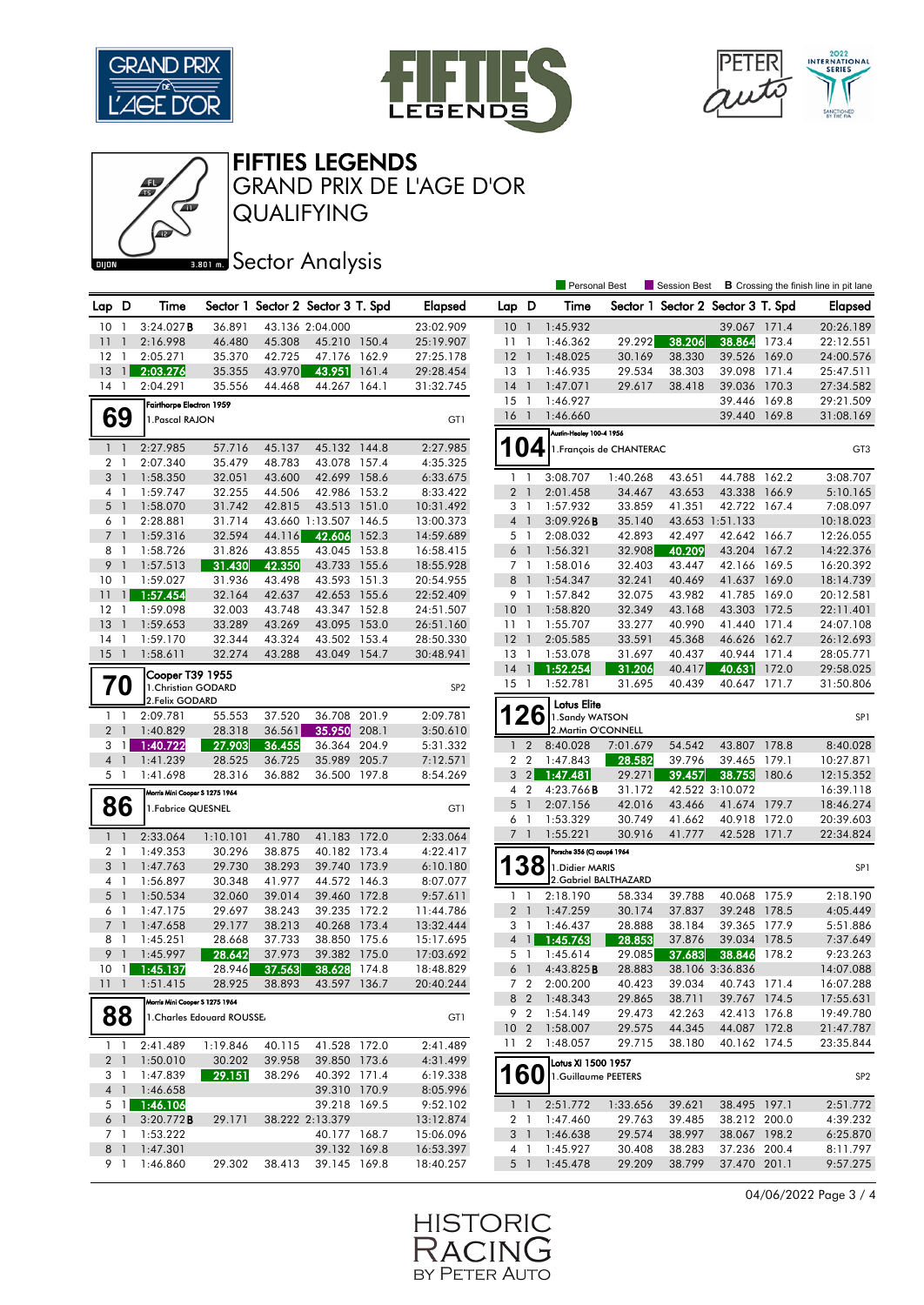# FIFTIES LEGENDS

## GRAND PRIX DE L'AGE D'OR

## QUALIFYING

## Sector Analysis

Personal Best | Session Best | **B** Crossing the finish line in pit lane

| Lap | D | Time | Sector 1 | Sector 2 | Sector 3 | T. Spd | Elapsed |
|---|---|---|---|---|---|---|---|
| 10 | 1 | 3:24.027B | 36.891 | 43.136 | 2:04.000 | | 23:02.909 |
| 11 | 1 | 2:16.998 | 46.480 | 45.308 | 45.210 | 150.4 | 25:19.907 |
| 12 | 1 | 2:05.271 | 35.370 | 42.725 | 47.176 | 162.9 | 27:25.178 |
| 13 | 1 | 2:03.276 | 35.355 | 43.970 | 43.951 | 161.4 | 29:28.454 |
| 14 | 1 | 2:04.291 | 35.556 | 44.468 | 44.267 | 164.1 | 31:32.745 |

### 69 — Fairthorpe Electron 1959 — GT1
1. Pascal RAJON

| Lap | D | Time | Sector 1 | Sector 2 | Sector 3 | T. Spd | Elapsed |
|---|---|---|---|---|---|---|---|
| 1 | 1 | 2:27.985 | 57.716 | 45.137 | 45.132 | 144.8 | 2:27.985 |
| 2 | 1 | 2:07.340 | 35.479 | 48.783 | 43.078 | 157.4 | 4:35.325 |
| 3 | 1 | 1:58.350 | 32.051 | 43.600 | 42.699 | 158.6 | 6:33.675 |
| 4 | 1 | 1:59.747 | 32.255 | 44.506 | 42.986 | 153.2 | 8:33.422 |
| 5 | 1 | 1:58.070 | 31.742 | 42.815 | 43.513 | 151.0 | 10:31.492 |
| 6 | 1 | 2:28.881 | 31.714 | 43.660 | 1:13.507 | 146.5 | 13:00.373 |
| 7 | 1 | 1:59.316 | 32.594 | 44.116 | 42.606 | 152.3 | 14:59.689 |
| 8 | 1 | 1:58.726 | 31.826 | 43.855 | 43.045 | 153.8 | 16:58.415 |
| 9 | 1 | 1:57.513 | 31.430 | 42.350 | 43.733 | 155.6 | 18:55.928 |
| 10 | 1 | 1:59.027 | 31.936 | 43.498 | 43.593 | 151.3 | 20:54.955 |
| 11 | 1 | 1:57.454 | 32.164 | 42.637 | 42.653 | 155.6 | 22:52.409 |
| 12 | 1 | 1:59.098 | 32.003 | 43.748 | 43.347 | 152.8 | 24:51.507 |
| 13 | 1 | 1:59.653 | 33.289 | 43.269 | 43.095 | 153.0 | 26:51.160 |
| 14 | 1 | 1:59.170 | 32.344 | 43.324 | 43.502 | 153.4 | 28:50.330 |
| 15 | 1 | 1:58.611 | 32.274 | 43.288 | 43.049 | 154.7 | 30:48.941 |

### 70 — Cooper T39 1955 — SP2
1. Christian GODARD
2. Felix GODARD

| Lap | D | Time | Sector 1 | Sector 2 | Sector 3 | T. Spd | Elapsed |
|---|---|---|---|---|---|---|---|
| 1 | 1 | 2:09.781 | 55.553 | 37.520 | 36.708 | 201.9 | 2:09.781 |
| 2 | 1 | 1:40.829 | 28.318 | 36.561 | 35.950 | 208.1 | 3:50.610 |
| 3 | 1 | 1:40.722 | 27.903 | 36.455 | 36.364 | 204.9 | 5:31.332 |
| 4 | 1 | 1:41.239 | 28.525 | 36.725 | 35.989 | 205.7 | 7:12.571 |
| 5 | 1 | 1:41.698 | 28.316 | 36.882 | 36.500 | 197.8 | 8:54.269 |

### 86 — Morris Mini Cooper S 1275 1964 — GT1
1. Fabrice QUESNEL

| Lap | D | Time | Sector 1 | Sector 2 | Sector 3 | T. Spd | Elapsed |
|---|---|---|---|---|---|---|---|
| 1 | 1 | 2:33.064 | 1:10.101 | 41.780 | 41.183 | 172.0 | 2:33.064 |
| 2 | 1 | 1:49.353 | 30.296 | 38.875 | 40.182 | 173.4 | 4:22.417 |
| 3 | 1 | 1:47.763 | 29.730 | 38.293 | 39.740 | 173.9 | 6:10.180 |
| 4 | 1 | 1:56.897 | 30.348 | 41.977 | 44.572 | 146.3 | 8:07.077 |
| 5 | 1 | 1:50.534 | 32.060 | 39.014 | 39.460 | 172.8 | 9:57.611 |
| 6 | 1 | 1:47.175 | 29.697 | 38.243 | 39.235 | 172.2 | 11:44.786 |
| 7 | 1 | 1:47.658 | 29.177 | 38.213 | 40.268 | 173.4 | 13:32.444 |
| 8 | 1 | 1:45.251 | 28.668 | 37.733 | 38.850 | 175.6 | 15:17.695 |
| 9 | 1 | 1:45.997 | 28.642 | 37.973 | 39.382 | 175.0 | 17:03.692 |
| 10 | 1 | 1:45.137 | 28.946 | 37.563 | 38.628 | 174.8 | 18:48.829 |
| 11 | 1 | 1:51.415 | 28.925 | 38.893 | 43.597 | 136.7 | 20:40.244 |

### 88 — Morris Mini Cooper S 1275 1964 — GT1
1. Charles Edouard ROUSSE

| Lap | D | Time | Sector 1 | Sector 2 | Sector 3 | T. Spd | Elapsed |
|---|---|---|---|---|---|---|---|
| 1 | 1 | 2:41.489 | 1:19.846 | 40.115 | 41.528 | 172.0 | 2:41.489 |
| 2 | 1 | 1:50.010 | 30.202 | 39.958 | 39.850 | 173.6 | 4:31.499 |
| 3 | 1 | 1:47.839 | 29.151 | 38.296 | 40.392 | 171.4 | 6:19.338 |
| 4 | 1 | 1:46.658 | | | 39.310 | 170.9 | 8:05.996 |
| 5 | 1 | 1:46.106 | | | 39.218 | 169.5 | 9:52.102 |
| 6 | 1 | 3:20.772B | 29.171 | 38.222 | 2:13.379 | | 13:12.874 |
| 7 | 1 | 1:53.222 | | | 40.177 | 168.7 | 15:06.096 |
| 8 | 1 | 1:47.301 | | | 39.132 | 169.8 | 16:53.397 |
| 9 | 1 | 1:46.860 | 29.302 | 38.413 | 39.145 | 169.8 | 18:40.257 |

| Lap | D | Time | Sector 1 | Sector 2 | Sector 3 | T. Spd | Elapsed |
|---|---|---|---|---|---|---|---|
| 10 | 1 | 1:45.932 | | | 39.067 | 171.4 | 20:26.189 |
| 11 | 1 | 1:46.362 | 29.292 | 38.206 | 38.864 | 173.4 | 22:12.551 |
| 12 | 1 | 1:48.025 | 30.169 | 38.330 | 39.526 | 169.0 | 24:00.576 |
| 13 | 1 | 1:46.935 | 29.534 | 38.303 | 39.098 | 171.4 | 25:47.511 |
| 14 | 1 | 1:47.071 | 29.617 | 38.418 | 39.036 | 170.3 | 27:34.582 |
| 15 | 1 | 1:46.927 | | | 39.446 | 169.8 | 29:21.509 |
| 16 | 1 | 1:46.660 | | | 39.440 | 169.8 | 31:08.169 |

### 104 — Austin-Healey 100-4 1956 — GT3
1. François de CHANTERAC

| Lap | D | Time | Sector 1 | Sector 2 | Sector 3 | T. Spd | Elapsed |
|---|---|---|---|---|---|---|---|
| 1 | 1 | 3:08.707 | 1:40.268 | 43.651 | 44.788 | 162.2 | 3:08.707 |
| 2 | 1 | 2:01.458 | 34.467 | 43.653 | 43.338 | 166.9 | 5:10.165 |
| 3 | 1 | 1:57.932 | 33.859 | 41.351 | 42.722 | 167.4 | 7:08.097 |
| 4 | 1 | 3:09.926B | 35.140 | 43.653 | 1:51.133 | | 10:18.023 |
| 5 | 1 | 2:08.032 | 42.893 | 42.497 | 42.642 | 166.7 | 12:26.055 |
| 6 | 1 | 1:56.321 | 32.908 | 40.209 | 43.204 | 167.2 | 14:22.376 |
| 7 | 1 | 1:58.016 | 32.403 | 43.447 | 42.166 | 169.5 | 16:20.392 |
| 8 | 1 | 1:54.347 | 32.241 | 40.469 | 41.637 | 169.0 | 18:14.739 |
| 9 | 1 | 1:57.842 | 32.075 | 43.982 | 41.785 | 169.0 | 20:12.581 |
| 10 | 1 | 1:58.820 | 32.349 | 43.168 | 43.303 | 172.5 | 22:11.401 |
| 11 | 1 | 1:55.707 | 33.277 | 40.990 | 41.440 | 171.4 | 24:07.108 |
| 12 | 1 | 2:05.585 | 33.591 | 45.368 | 46.626 | 162.7 | 26:12.693 |
| 13 | 1 | 1:53.078 | 31.697 | 40.437 | 40.944 | 171.4 | 28:05.771 |
| 14 | 1 | 1:52.254 | 31.206 | 40.417 | 40.631 | 172.0 | 29:58.025 |
| 15 | 1 | 1:52.781 | 31.695 | 40.439 | 40.647 | 171.7 | 31:50.806 |

### 126 — Lotus Elite — SP1
1. Sandy WATSON
2. Martin O'CONNELL

| Lap | D | Time | Sector 1 | Sector 2 | Sector 3 | T. Spd | Elapsed |
|---|---|---|---|---|---|---|---|
| 1 | 2 | 8:40.028 | 7:01.679 | 54.542 | 43.807 | 178.8 | 8:40.028 |
| 2 | 2 | 1:47.843 | 29.796 | 39.465 | 28.582 | 179.1 | 10:27.871 |
| 3 | 2 | 1:47.481 | 29.271 | 39.457 | 38.753 | 180.6 | 12:15.352 |
| 4 | 2 | 4:23.766B | 31.172 | 42.522 | 3:10.072 | | 16:39.118 |
| 5 | 1 | 2:07.156 | 42.016 | 43.466 | 41.674 | 179.7 | 18:46.274 |
| 6 | 1 | 1:53.329 | 30.749 | 41.662 | 40.918 | 172.0 | 20:39.603 |
| 7 | 1 | 1:55.221 | 30.916 | 41.777 | 42.528 | 171.7 | 22:34.824 |

### 138 — Porsche 356 (C) coupé 1964 — SP1
1. Didier MARIS
2. Gabriel BALTHAZARD

| Lap | D | Time | Sector 1 | Sector 2 | Sector 3 | T. Spd | Elapsed |
|---|---|---|---|---|---|---|---|
| 1 | 1 | 2:18.190 | 58.334 | 39.788 | 40.068 | 175.9 | 2:18.190 |
| 2 | 1 | 1:47.259 | 30.174 | 37.837 | 39.248 | 178.5 | 4:05.449 |
| 3 | 1 | 1:46.437 | 28.888 | 38.184 | 39.365 | 177.9 | 5:51.886 |
| 4 | 1 | 1:45.763 | 28.853 | 37.876 | 39.034 | 178.5 | 7:37.649 |
| 5 | 1 | 1:45.614 | 29.085 | 37.683 | 38.846 | 178.2 | 9:23.263 |
| 6 | 1 | 4:43.825B | 28.883 | 38.106 | 3:36.836 | | 14:07.088 |
| 7 | 2 | 2:00.200 | 40.423 | 39.034 | 40.743 | 171.4 | 16:07.288 |
| 8 | 2 | 1:48.343 | 29.865 | 38.711 | 39.767 | 174.5 | 17:55.631 |
| 9 | 2 | 1:54.149 | 29.473 | 42.263 | 42.413 | 176.8 | 19:49.780 |
| 10 | 2 | 1:58.007 | 29.575 | 44.345 | 44.087 | 172.8 | 21:47.787 |
| 11 | 2 | 1:48.057 | 29.715 | 38.180 | 40.162 | 174.5 | 23:35.844 |

### 160 — Lotus XI 1500 1957 — SP2
1. Guillaume PEETERS

| Lap | D | Time | Sector 1 | Sector 2 | Sector 3 | T. Spd | Elapsed |
|---|---|---|---|---|---|---|---|
| 1 | 1 | 2:51.772 | 1:33.656 | 39.621 | 38.495 | 197.1 | 2:51.772 |
| 2 | 1 | 1:47.460 | 29.763 | 39.485 | 38.212 | 200.0 | 4:39.232 |
| 3 | 1 | 1:46.638 | 29.574 | 38.997 | 38.067 | 198.2 | 6:25.870 |
| 4 | 1 | 1:45.927 | 30.408 | 38.283 | 37.236 | 200.4 | 8:11.797 |
| 5 | 1 | 1:45.478 | 29.209 | 38.799 | 37.470 | 201.1 | 9:57.275 |

04/06/2022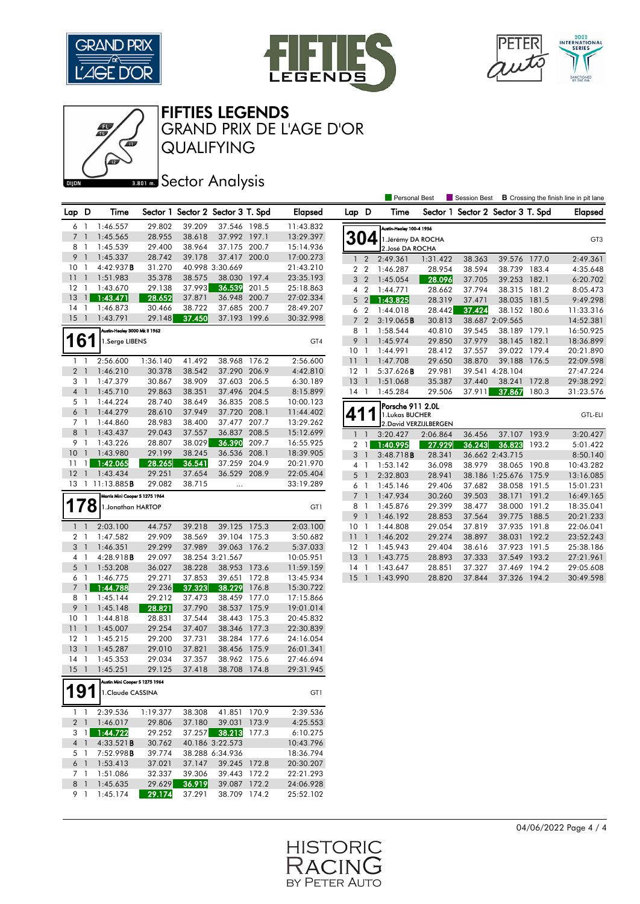# FIFTIES LEGENDS
## GRAND PRIX DE L'AGE D'OR
## QUALIFYING

### Sector Analysis

Personal Best | Session Best | **B** Crossing the finish line in pit lane

| Lap | D | Time | Sector 1 | Sector 2 | Sector 3 | T. Spd | Elapsed |
|---|---|---|---|---|---|---|---|
| 6 | 1 | 1:46.557 | 29.802 | 39.209 | 37.546 | 198.5 | 11:43.832 |
| 7 | 1 | 1:45.565 | 28.955 | 38.618 | 37.992 | 197.1 | 13:29.397 |
| 8 | 1 | 1:45.539 | 29.400 | 38.964 | 37.175 | 200.7 | 15:14.936 |
| 9 | 1 | 1:45.337 | 28.742 | 39.178 | 37.417 | 200.0 | 17:00.273 |
| 10 | 1 | 4:42.937**B** | 31.270 | 40.998 | 3:30.669 | | 21:43.210 |
| 11 | 1 | 1:51.983 | 35.378 | 38.575 | 38.030 | 197.4 | 23:35.193 |
| 12 | 1 | 1:43.670 | 29.138 | 37.993 | 36.539 | 201.5 | 25:18.863 |
| 13 | 1 | 1:43.471 | 28.652 | 37.871 | 36.948 | 200.7 | 27:02.334 |
| 14 | 1 | 1:46.873 | 30.466 | 38.722 | 37.685 | 200.7 | 28:49.207 |
| 15 | 1 | 1:43.791 | 29.148 | 37.450 | 37.193 | 199.6 | 30:32.998 |

**161** Austin-Healey 3000 Mk II 1962 — 1.Serge LIBENS — GT4

| Lap | D | Time | Sector 1 | Sector 2 | Sector 3 | T. Spd | Elapsed |
|---|---|---|---|---|---|---|---|
| 1 | 1 | 2:56.600 | 1:36.140 | 41.492 | 38.968 | 176.2 | 2:56.600 |
| 2 | 1 | 1:46.210 | 30.378 | 38.542 | 37.290 | 206.9 | 4:42.810 |
| 3 | 1 | 1:47.379 | 30.867 | 38.909 | 37.603 | 206.5 | 6:30.189 |
| 4 | 1 | 1:45.710 | 29.863 | 38.351 | 37.496 | 204.5 | 8:15.899 |
| 5 | 1 | 1:44.224 | 28.740 | 38.649 | 36.835 | 208.5 | 10:00.123 |
| 6 | 1 | 1:44.279 | 28.610 | 37.949 | 37.720 | 208.1 | 11:44.402 |
| 7 | 1 | 1:44.860 | 28.983 | 38.400 | 37.477 | 207.7 | 13:29.262 |
| 8 | 1 | 1:43.437 | 29.043 | 37.557 | 36.837 | 208.5 | 15:12.699 |
| 9 | 1 | 1:43.226 | 28.807 | 38.029 | 36.390 | 209.7 | 16:55.925 |
| 10 | 1 | 1:43.980 | 29.199 | 38.245 | 36.536 | 208.1 | 18:39.905 |
| 11 | 1 | 1:42.065 | 28.265 | 36.541 | 37.259 | 204.9 | 20:21.970 |
| 12 | 1 | 1:43.434 | 29.251 | 37.654 | 36.529 | 208.9 | 22:05.404 |
| 13 | 1 | 11:13.885**B** | 29.082 | 38.715 | ... | | 33:19.289 |

**178** Morris Mini Cooper S 1275 1964 — 1.Jonathan HARTOP — GT1

| Lap | D | Time | Sector 1 | Sector 2 | Sector 3 | T. Spd | Elapsed |
|---|---|---|---|---|---|---|---|
| 1 | 1 | 2:03.100 | 44.757 | 39.218 | 39.125 | 175.3 | 2:03.100 |
| 2 | 1 | 1:47.582 | 29.909 | 38.569 | 39.104 | 175.3 | 3:50.682 |
| 3 | 1 | 1:46.351 | 29.299 | 37.989 | 39.063 | 176.2 | 5:37.033 |
| 4 | 1 | 4:28.918**B** | 29.097 | 38.254 | 3:21.567 | | 10:05.951 |
| 5 | 1 | 1:53.208 | 36.027 | 38.228 | 38.953 | 173.6 | 11:59.159 |
| 6 | 1 | 1:46.775 | 29.271 | 37.853 | 39.651 | 172.8 | 13:45.934 |
| 7 | 1 | 1:44.788 | 29.236 | 37.323 | 38.229 | 176.8 | 15:30.722 |
| 8 | 1 | 1:45.144 | 29.212 | 37.473 | 38.459 | 177.0 | 17:15.866 |
| 9 | 1 | 1:45.148 | 28.821 | 37.790 | 38.537 | 175.9 | 19:01.014 |
| 10 | 1 | 1:44.818 | 28.831 | 37.544 | 38.443 | 175.3 | 20:45.832 |
| 11 | 1 | 1:45.007 | 29.254 | 37.407 | 38.346 | 177.3 | 22:30.839 |
| 12 | 1 | 1:45.215 | 29.200 | 37.731 | 38.284 | 177.6 | 24:16.054 |
| 13 | 1 | 1:45.287 | 29.010 | 37.821 | 38.456 | 175.9 | 26:01.341 |
| 14 | 1 | 1:45.353 | 29.034 | 37.357 | 38.962 | 175.6 | 27:46.694 |
| 15 | 1 | 1:45.251 | 29.125 | 37.418 | 38.708 | 174.8 | 29:31.945 |

**191** Austin Mini Cooper S 1275 1964 — 1.Claude CASSINA — GT1

| Lap | D | Time | Sector 1 | Sector 2 | Sector 3 | T. Spd | Elapsed |
|---|---|---|---|---|---|---|---|
| 1 | 1 | 2:39.536 | 1:19.377 | 38.308 | 41.851 | 170.9 | 2:39.536 |
| 2 | 1 | 1:46.017 | 29.806 | 37.180 | 39.031 | 173.9 | 4:25.553 |
| 3 | 1 | 1:44.722 | 29.252 | 37.257 | 38.213 | 177.3 | 6:10.275 |
| 4 | 1 | 4:33.521**B** | 30.762 | 40.186 | 3:22.573 | | 10:43.796 |
| 5 | 1 | 7:52.998**B** | 39.774 | 38.288 | 6:34.936 | | 18:36.794 |
| 6 | 1 | 1:53.413 | 37.021 | 37.147 | 39.245 | 172.8 | 20:30.207 |
| 7 | 1 | 1:51.086 | 32.337 | 39.306 | 39.443 | 172.2 | 22:21.293 |
| 8 | 1 | 1:45.635 | 29.629 | 36.919 | 39.087 | 172.2 | 24:06.928 |
| 9 | 1 | 1:45.174 | 29.174 | 37.291 | 38.709 | 174.2 | 25:52.102 |

**304** Austin-Healey 100-4 1956 — 1.Jérémy DA ROCHA, 2.José DA ROCHA — GT3

| Lap | D | Time | Sector 1 | Sector 2 | Sector 3 | T. Spd | Elapsed |
|---|---|---|---|---|---|---|---|
| 1 | 2 | 2:49.361 | 1:31.422 | 38.363 | 39.576 | 177.0 | 2:49.361 |
| 2 | 2 | 1:46.287 | 28.954 | 38.594 | 38.739 | 183.4 | 4:35.648 |
| 3 | 2 | 1:45.054 | 28.096 | 37.705 | 39.253 | 182.1 | 6:20.702 |
| 4 | 2 | 1:44.771 | 28.662 | 37.794 | 38.315 | 181.2 | 8:05.473 |
| 5 | 2 | 1:43.825 | 28.319 | 37.471 | 38.035 | 181.5 | 9:49.298 |
| 6 | 2 | 1:44.018 | 28.442 | 37.424 | 38.152 | 180.6 | 11:33.316 |
| 7 | 2 | 3:19.065**B** | 30.813 | 38.687 | 2:09.565 | | 14:52.381 |
| 8 | 1 | 1:58.544 | 40.810 | 39.545 | 38.189 | 179.1 | 16:50.925 |
| 9 | 1 | 1:45.974 | 29.850 | 37.979 | 38.145 | 182.1 | 18:36.899 |
| 10 | 1 | 1:44.991 | 28.412 | 37.557 | 39.022 | 179.4 | 20:21.890 |
| 11 | 1 | 1:47.708 | 29.650 | 38.870 | 39.188 | 176.5 | 22:09.598 |
| 12 | 1 | 5:37.626**B** | 29.981 | 39.541 | 4:28.104 | | 27:47.224 |
| 13 | 1 | 1:51.068 | 35.387 | 37.440 | 38.241 | 172.8 | 29:38.292 |
| 14 | 1 | 1:45.284 | 29.506 | 37.911 | 37.867 | 180.3 | 31:23.576 |

**411** Porsche 911 2.0L — 1.Lukas BUCHER, 2.David VERZIJLBERGEN — GTL-ELI

| Lap | D | Time | Sector 1 | Sector 2 | Sector 3 | T. Spd | Elapsed |
|---|---|---|---|---|---|---|---|
| 1 | 1 | 3:20.427 | 2:06.864 | 36.456 | 37.107 | 193.9 | 3:20.427 |
| 2 | 1 | 1:40.995 | 27.929 | 36.243 | 36.823 | 193.2 | 5:01.422 |
| 3 | 1 | 3:48.718**B** | 28.341 | 36.662 | 2:43.715 | | 8:50.140 |
| 4 | 1 | 1:53.142 | 36.098 | 38.979 | 38.065 | 190.8 | 10:43.282 |
| 5 | 1 | 2:32.803 | 28.941 | 38.186 | 1:25.676 | 175.9 | 13:16.085 |
| 6 | 1 | 1:45.146 | 29.406 | 37.682 | 38.058 | 191.5 | 15:01.231 |
| 7 | 1 | 1:47.934 | 30.260 | 39.503 | 38.171 | 191.2 | 16:49.165 |
| 8 | 1 | 1:45.876 | 29.399 | 38.477 | 38.000 | 191.2 | 18:35.041 |
| 9 | 1 | 1:46.192 | 28.853 | 37.564 | 39.775 | 188.5 | 20:21.233 |
| 10 | 1 | 1:44.808 | 29.054 | 37.819 | 37.935 | 191.8 | 22:06.041 |
| 11 | 1 | 1:46.202 | 29.274 | 38.897 | 38.031 | 192.2 | 23:52.243 |
| 12 | 1 | 1:45.943 | 29.404 | 38.616 | 37.923 | 191.5 | 25:38.186 |
| 13 | 1 | 1:43.775 | 28.893 | 37.333 | 37.549 | 193.2 | 27:21.961 |
| 14 | 1 | 1:43.647 | 28.851 | 37.327 | 37.469 | 194.2 | 29:05.608 |
| 15 | 1 | 1:43.990 | 28.820 | 37.844 | 37.326 | 194.2 | 30:49.598 |

04/06/2022